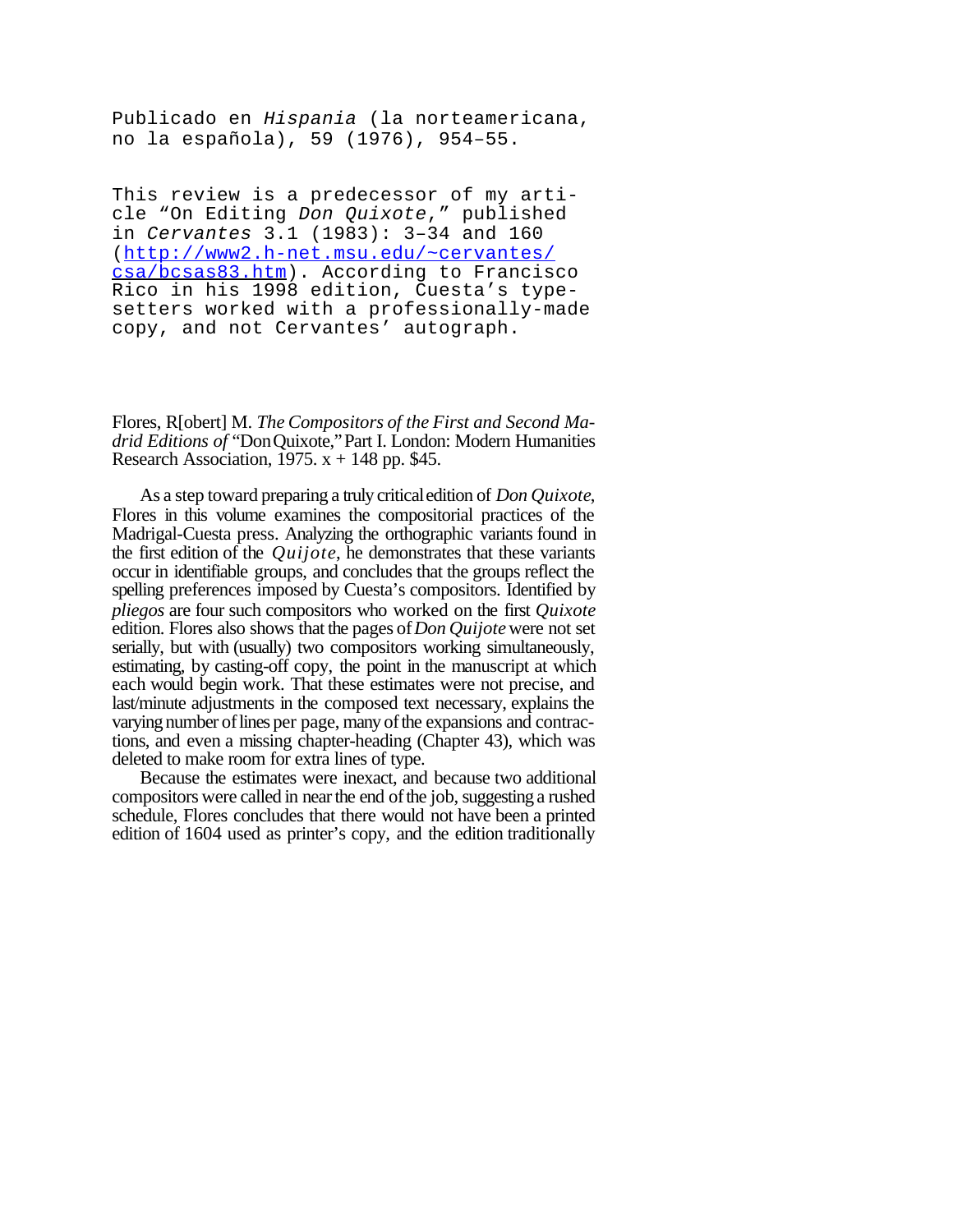Publicado en *Hispania* (la norteamericana, no la española), 59 (1976), 954–55.

This review is a predecessor of my article "On Editing *Don Quixote*," published in *Cervantes* 3.1 (1983): 3–34 and 160 ([http://www2.h-net.msu.edu/~cervantes/csa/bcsas83.htm](http://www2.h-net.msu.edu/~cervantes/csa/bcsas83.htm)). According to Francisco Rico in his 1998 edition, Cuesta's typesetters worked with a professionally-made copy, and not Cervantes' autograph.

Flores, R[obert] M. *The Compositors of the First and Second Madrid Editions of* "Don Quixote," Part I. London: Modern Humanities Research Association, 1975. x + 148 pp. $45.

As a step toward preparing a truly critical edition of *Don Quixote*, Flores in this volume examines the compositorial practices of the Madrigal-Cuesta press. Analyzing the orthographic variants found in the first edition of the *Quijote*, he demonstrates that these variants occur in identifiable groups, and concludes that the groups reflect the spelling preferences imposed by Cuesta's compositors. Identified by *pliegos* are four such compositors who worked on the first *Quixote* edition. Flores also shows that the pages of *Don Quijote* were not set serially, but with (usually) two compositors working simultaneously, estimating, by casting-off copy, the point in the manuscript at which each would begin work. That these estimates were not precise, and last/minute adjustments in the composed text necessary, explains the varying number of lines per page, many of the expansions and contractions, and even a missing chapter-heading (Chapter 43), which was deleted to make room for extra lines of type.

Because the estimates were inexact, and because two additional compositors were called in near the end of the job, suggesting a rushed schedule, Flores concludes that there would not have been a printed edition of 1604 used as printer's copy, and the edition traditionally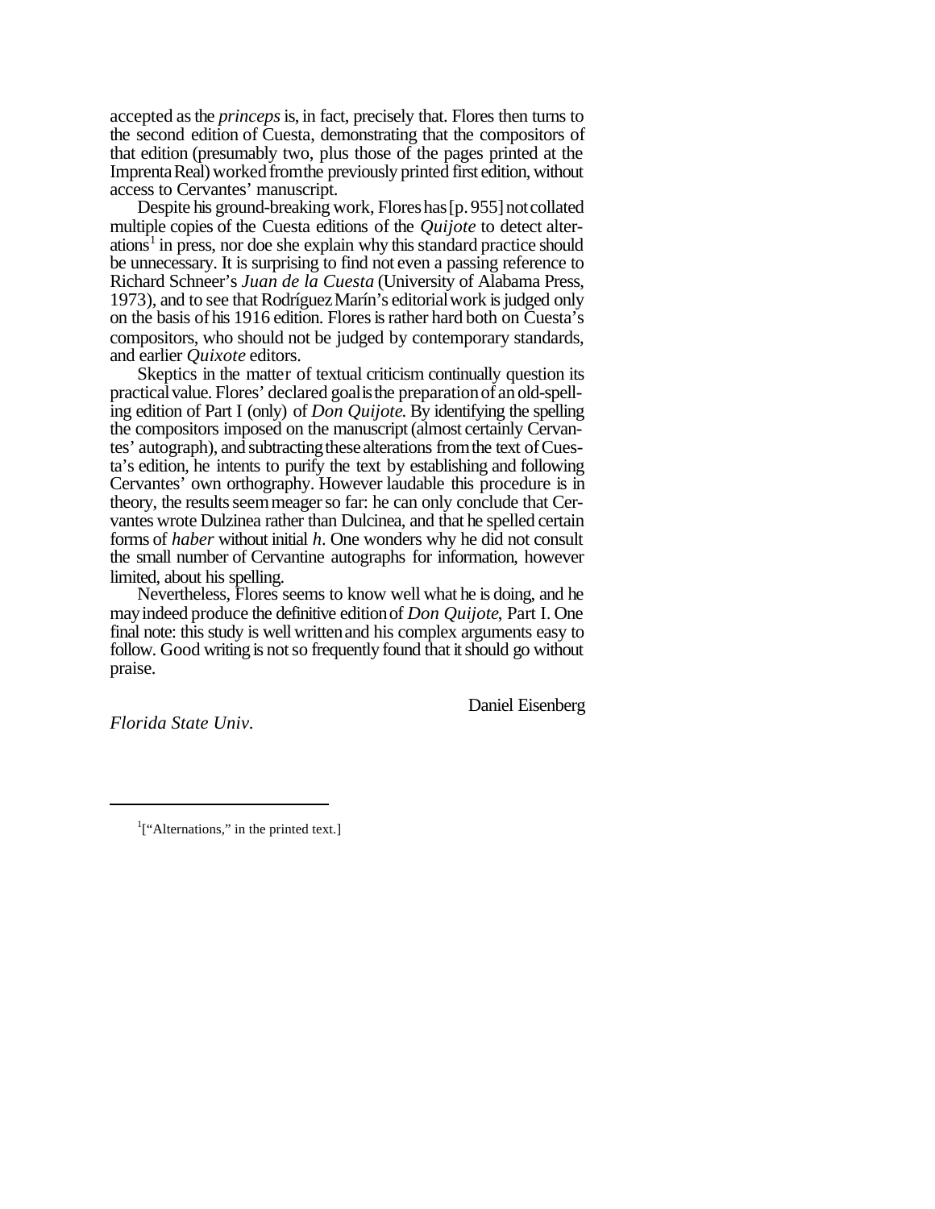accepted as the *princeps* is, in fact, precisely that. Flores then turns to the second edition of Cuesta, demonstrating that the compositors of that edition (presumably two, plus those of the pages printed at the Imprenta Real) worked from the previously printed first edition, without access to Cervantes' manuscript.

Despite his ground-breaking work, Flores has [p. 955] not collated multiple copies of the Cuesta editions of the *Quijote* to detect alterations[1] in press, nor doe she explain why this standard practice should be unnecessary. It is surprising to find not even a passing reference to Richard Schneer's *Juan de la Cuesta* (University of Alabama Press, 1973), and to see that Rodríguez Marín's editorial work is judged only on the basis of his 1916 edition. Flores is rather hard both on Cuesta's compositors, who should not be judged by contemporary standards, and earlier *Quixote* editors.

Skeptics in the matter of textual criticism continually question its practical value. Flores' declared goal is the preparation of an old-spelling edition of Part I (only) of *Don Quijote*. By identifying the spelling the compositors imposed on the manuscript (almost certainly Cervantes' autograph), and subtracting these alterations from the text of Cuesta's edition, he intents to purify the text by establishing and following Cervantes' own orthography. However laudable this procedure is in theory, the results seem meager so far: he can only conclude that Cervantes wrote Dulzinea rather than Dulcinea, and that he spelled certain forms of *haber* without initial *h*. One wonders why he did not consult the small number of Cervantine autographs for information, however limited, about his spelling.

Nevertheless, Flores seems to know well what he is doing, and he may indeed produce the definitive edition of *Don Quijote*, Part I. One final note: this study is well written and his complex arguments easy to follow. Good writing is not so frequently found that it should go without praise.

Daniel Eisenberg

*Florida State Univ.*

[1] ["Alternations," in the printed text.]